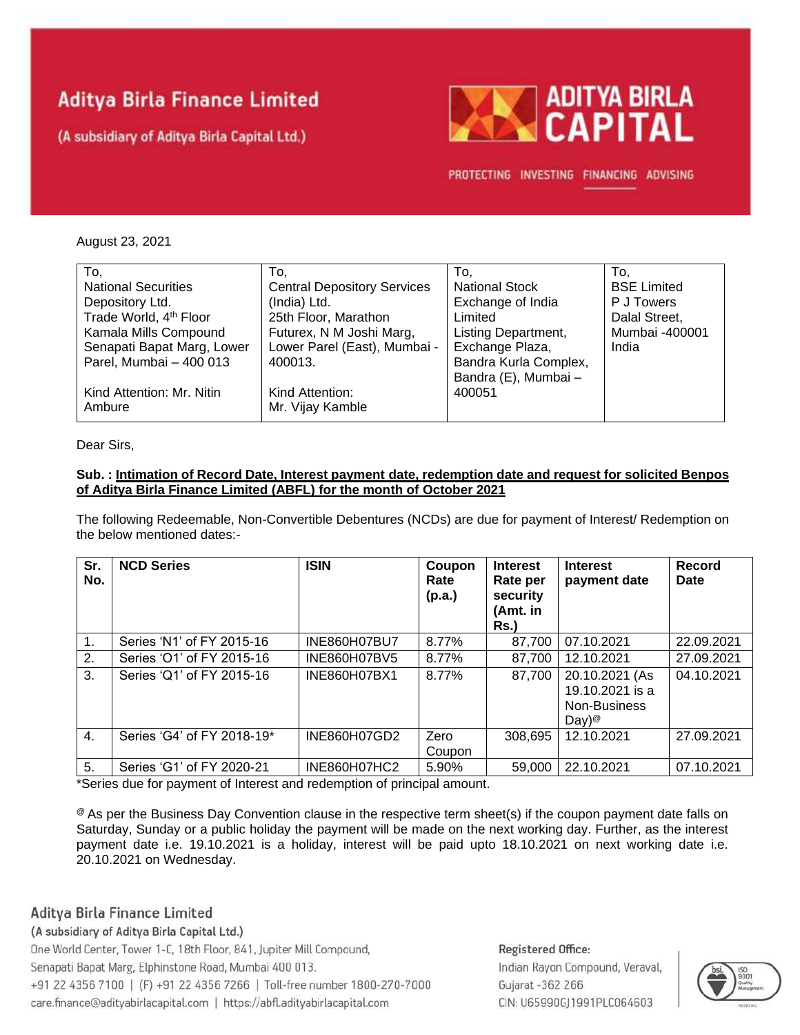# Aditya Birla Finance Limited

(A subsidiary of Aditya Birla Capital Ltd.)

ADITYA BIRLA CAPITAL

PROTECTING INVESTING FINANCING ADVISING

August 23, 2021

| To, National Securities Depository Ltd. Trade World, 4th Floor Kamala Mills Compound Senapati Bapat Marg, Lower Parel, Mumbai – 400 013 Kind Attention: Mr. Nitin Ambure | To, Central Depository Services (India) Ltd. 25th Floor, Marathon Futurex, N M Joshi Marg, Lower Parel (East), Mumbai - 400013. Kind Attention: Mr. Vijay Kamble | To, National Stock Exchange of India Limited Listing Department, Exchange Plaza, Bandra Kurla Complex, Bandra (E), Mumbai – 400051 | To, BSE Limited P J Towers Dalal Street, Mumbai -400001 India |
|---|---|---|---|

Dear Sirs,

**Sub. : <u>Intimation of Record Date, Interest payment date, redemption date and request for solicited Benpos of Aditya Birla Finance Limited (ABFL) for the month of October 2021</u>**

The following Redeemable, Non-Convertible Debentures (NCDs) are due for payment of Interest/ Redemption on the below mentioned dates:-

| Sr. No. | NCD Series | ISIN | Coupon Rate (p.a.) | Interest Rate per security (Amt. in Rs.) | Interest payment date | Record Date |
|---|---|---|---|---|---|---|
| 1. | Series 'N1' of FY 2015-16 | INE860H07BU7 | 8.77% | 87,700 | 07.10.2021 | 22.09.2021 |
| 2. | Series 'O1' of FY 2015-16 | INE860H07BV5 | 8.77% | 87,700 | 12.10.2021 | 27.09.2021 |
| 3. | Series 'Q1' of FY 2015-16 | INE860H07BX1 | 8.77% | 87,700 | 20.10.2021 (As 19.10.2021 is a Non-Business Day)@ | 04.10.2021 |
| 4. | Series 'G4' of FY 2018-19* | INE860H07GD2 | Zero Coupon | 308,695 | 12.10.2021 | 27.09.2021 |
| 5. | Series 'G1' of FY 2020-21 | INE860H07HC2 | 5.90% | 59,000 | 22.10.2021 | 07.10.2021 |

*Series due for payment of Interest and redemption of principal amount.

@ As per the Business Day Convention clause in the respective term sheet(s) if the coupon payment date falls on Saturday, Sunday or a public holiday the payment will be made on the next working day. Further, as the interest payment date i.e. 19.10.2021 is a holiday, interest will be paid upto 18.10.2021 on next working date i.e. 20.10.2021 on Wednesday.

Aditya Birla Finance Limited
(A subsidiary of Aditya Birla Capital Ltd.)
One World Center, Tower 1-C, 18th Floor, 841, Jupiter Mill Compound,
Senapati Bapat Marg, Elphinstone Road, Mumbai 400 013.
+91 22 4356 7100 | (F) +91 22 4356 7266 | Toll-free number 1800-270-7000
care.finance@adityabirlacapital.com | https://abfl.adityabirlacapital.com

Registered Office:
Indian Rayon Compound, Veraval,
Gujarat -362 266
CIN: U65990GJ1991PLC064603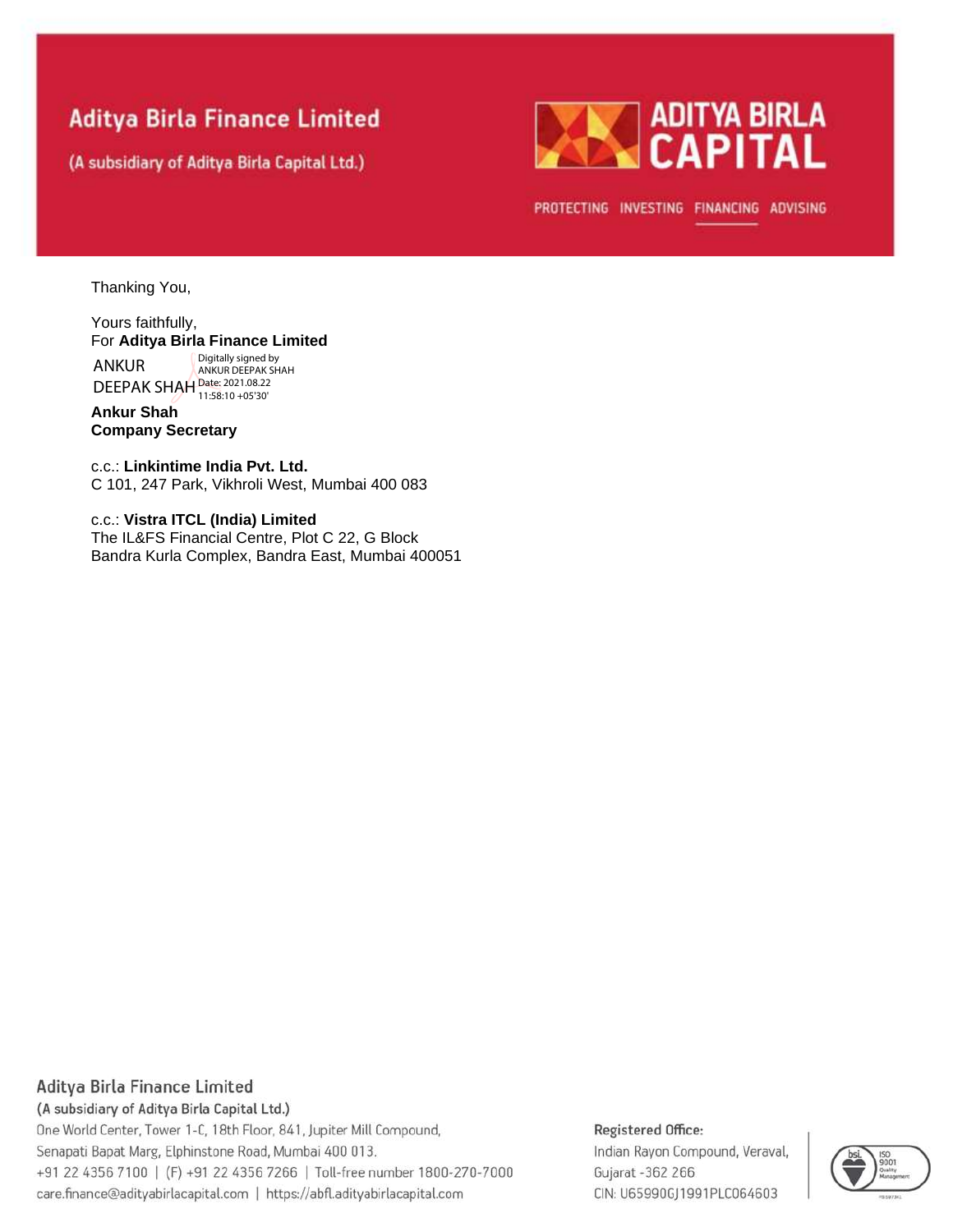Thanking You,

Yours faithfully,
For **Aditya Birla Finance Limited**

ANKUR DEEPAK SHAH

Digitally signed by ANKUR DEEPAK SHAH
Date: 2021.08.22 11:58:10 +05'30'

**Ankur Shah**
**Company Secretary**

c.c.: **Linkintime India Pvt. Ltd.**
C 101, 247 Park, Vikhroli West, Mumbai 400 083

c.c.: **Vistra ITCL (India) Limited**
The IL&FS Financial Centre, Plot C 22, G Block
Bandra Kurla Complex, Bandra East, Mumbai 400051